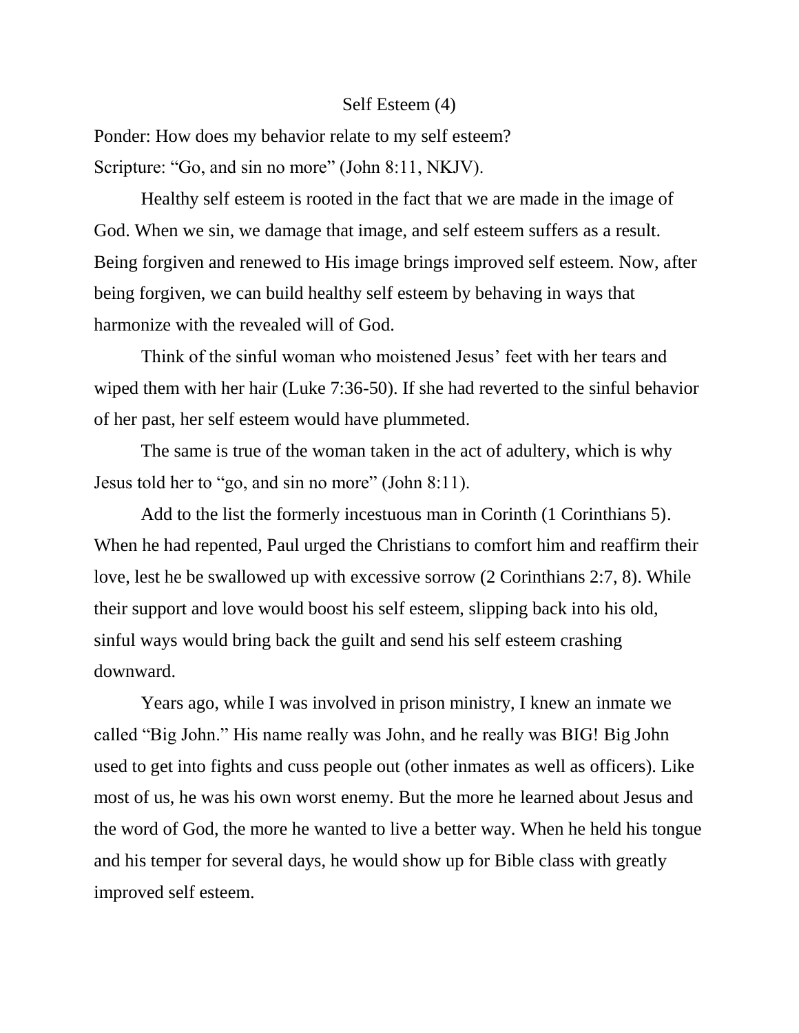# Self Esteem (4)

Ponder: How does my behavior relate to my self esteem?

Scripture: "Go, and sin no more" (John 8:11, NKJV).

Healthy self esteem is rooted in the fact that we are made in the image of God. When we sin, we damage that image, and self esteem suffers as a result. Being forgiven and renewed to His image brings improved self esteem. Now, after being forgiven, we can build healthy self esteem by behaving in ways that harmonize with the revealed will of God.

Think of the sinful woman who moistened Jesus' feet with her tears and wiped them with her hair (Luke 7:36-50). If she had reverted to the sinful behavior of her past, her self esteem would have plummeted.

The same is true of the woman taken in the act of adultery, which is why Jesus told her to "go, and sin no more" (John 8:11).

Add to the list the formerly incestuous man in Corinth (1 Corinthians 5). When he had repented, Paul urged the Christians to comfort him and reaffirm their love, lest he be swallowed up with excessive sorrow (2 Corinthians 2:7, 8). While their support and love would boost his self esteem, slipping back into his old, sinful ways would bring back the guilt and send his self esteem crashing downward.

Years ago, while I was involved in prison ministry, I knew an inmate we called "Big John." His name really was John, and he really was BIG! Big John used to get into fights and cuss people out (other inmates as well as officers). Like most of us, he was his own worst enemy. But the more he learned about Jesus and the word of God, the more he wanted to live a better way. When he held his tongue and his temper for several days, he would show up for Bible class with greatly improved self esteem.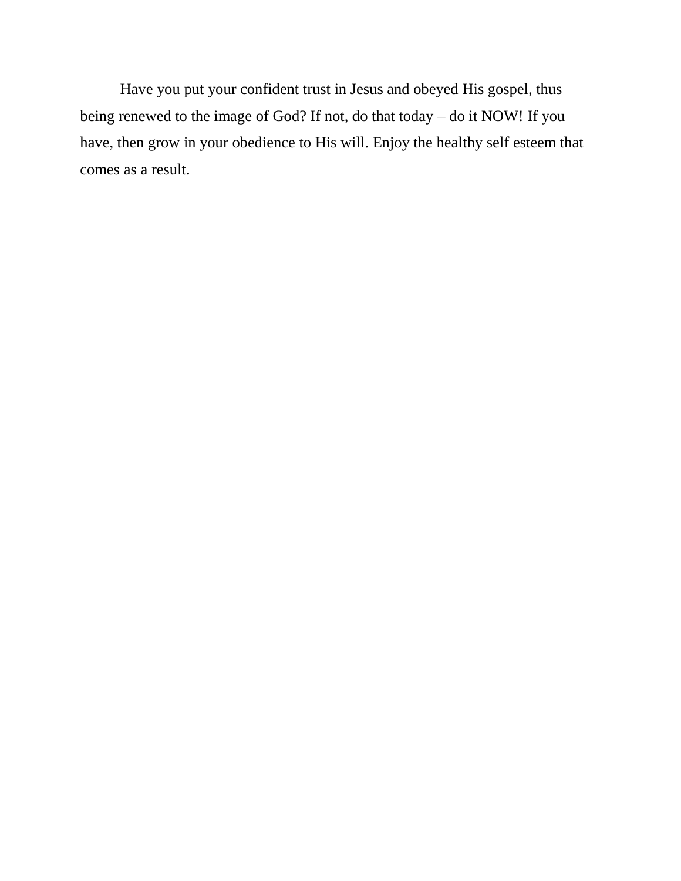Have you put your confident trust in Jesus and obeyed His gospel, thus being renewed to the image of God? If not, do that today – do it NOW! If you have, then grow in your obedience to His will. Enjoy the healthy self esteem that comes as a result.